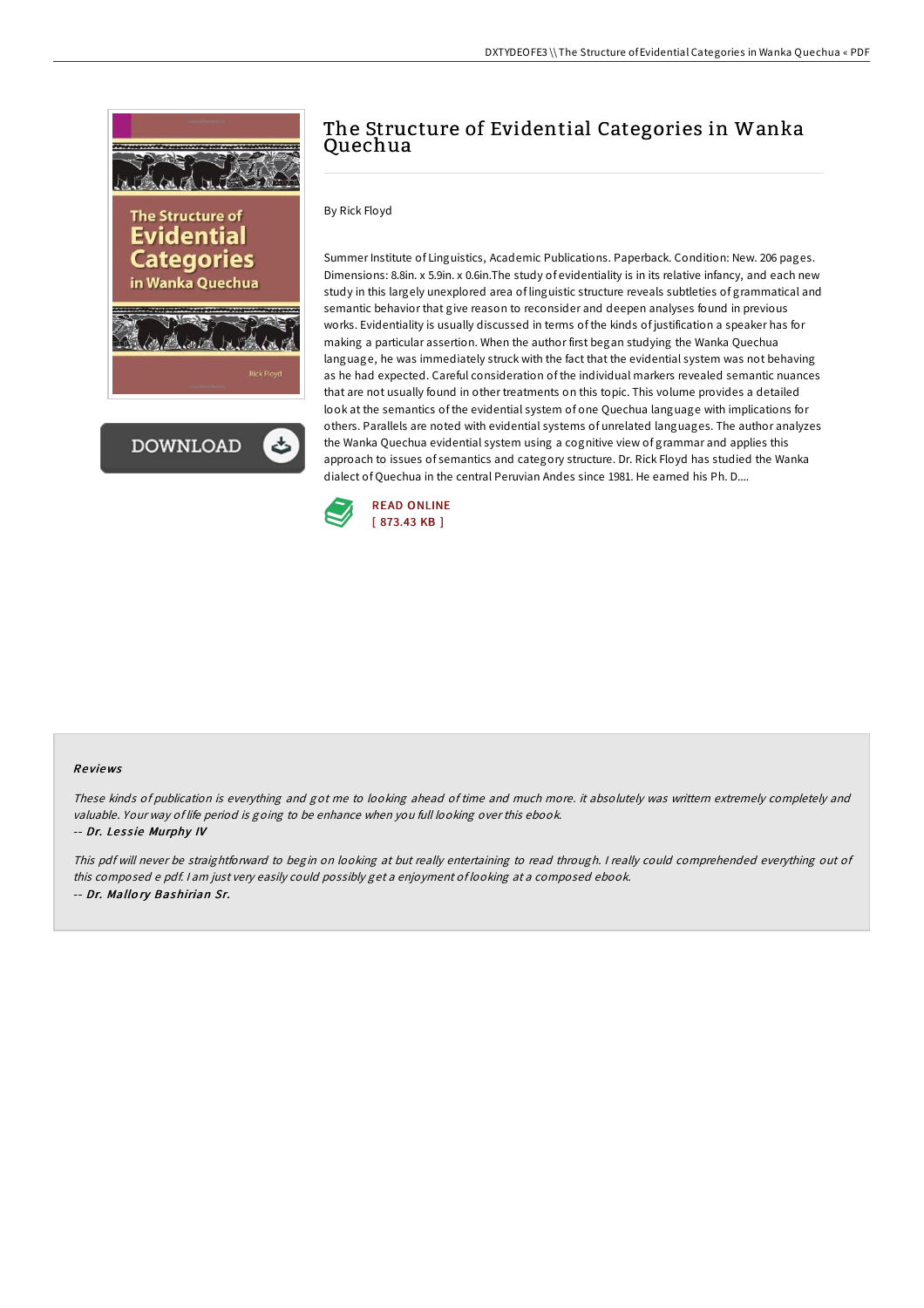# The Structure of Evidential Categories in Wanka Quechua

By Rick Floyd

Summer Institute of Linguistics, Academic Publications. Paperback. Condition: New. 206 pages. Dimensions: 8.8in. x 5.9in. x 0.6in.The study of evidentiality is in its relative infancy, and each new study in this largely unexplored area of linguistic structure reveals subtleties of grammatical and semantic behavior that give reason to reconsider and deepen analyses found in previous works. Evidentiality is usually discussed in terms of the kinds of justification a speaker has for making a particular assertion. When the author first began studying the Wanka Quechua language, he was immediately struck with the fact that the evidential system was not behaving as he had expected. Careful consideration of the individual markers revealed semantic nuances that are not usually found in other treatments on this topic. This volume provides a detailed look at the semantics of the evidential system of one Quechua language with implications for others. Parallels are noted with evidential systems of unrelated languages. The author analyzes the Wanka Quechua evidential system using a cognitive view of grammar and applies this approach to issues of semantics and category structure. Dr. Rick Floyd has studied the Wanka dialect of Quechua in the central Peruvian Andes since 1981. He earned his Ph. D....

READ ONLINE
[ 873.43 KB ]

### Reviews

*These kinds of publication is everything and got me to looking ahead of time and much more. it absolutely was writtern extremely completely and valuable. Your way of life period is going to be enhance when you full looking over this ebook.*

-- ***Dr. Lessie Murphy IV***

*This pdf will never be straightforward to begin on looking at but really entertaining to read through. I really could comprehended everything out of this composed e pdf. I am just very easily could possibly get a enjoyment of looking at a composed ebook.*

-- ***Dr. Mallory Bashirian Sr.***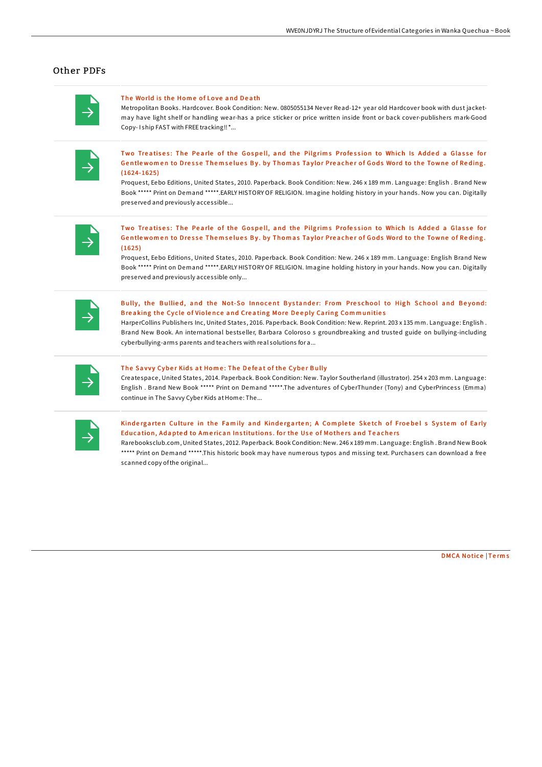## Other PDFs

### The World is the Home of Love and Death

Metropolitan Books. Hardcover. Book Condition: New. 0805055134 Never Read-12+ year old Hardcover book with dust jacket-may have light shelf or handling wear-has a price sticker or price written inside front or back cover-publishers mark-Good Copy- I ship FAST with FREE tracking!! *...

### Two Treatises: The Pearle of the Gospell, and the Pilgrims Profession to Which Is Added a Glasse for Gentlewomen to Dresse Themselues By. by Thomas Taylor Preacher of Gods Word to the Towne of Reding. (1624-1625)

Proquest, Eebo Editions, United States, 2010. Paperback. Book Condition: New. 246 x 189 mm. Language: English . Brand New Book ***** Print on Demand *****.EARLY HISTORY OF RELIGION. Imagine holding history in your hands. Now you can. Digitally preserved and previously accessible...

### Two Treatises: The Pearle of the Gospell, and the Pilgrims Profession to Which Is Added a Glasse for Gentlewomen to Dresse Themselues By. by Thomas Taylor Preacher of Gods Word to the Towne of Reding. (1625)

Proquest, Eebo Editions, United States, 2010. Paperback. Book Condition: New. 246 x 189 mm. Language: English Brand New Book ***** Print on Demand *****.EARLY HISTORY OF RELIGION. Imagine holding history in your hands. Now you can. Digitally preserved and previously accessible only...

### Bully, the Bullied, and the Not-So Innocent Bystander: From Preschool to High School and Beyond: Breaking the Cycle of Violence and Creating More Deeply Caring Communities

HarperCollins Publishers Inc, United States, 2016. Paperback. Book Condition: New. Reprint. 203 x 135 mm. Language: English . Brand New Book. An international bestseller, Barbara Coloroso s groundbreaking and trusted guide on bullying-including cyberbullying-arms parents and teachers with real solutions for a...

### The Savvy Cyber Kids at Home: The Defeat of the Cyber Bully

Createspace, United States, 2014. Paperback. Book Condition: New. Taylor Southerland (illustrator). 254 x 203 mm. Language: English . Brand New Book ***** Print on Demand *****.The adventures of CyberThunder (Tony) and CyberPrincess (Emma) continue in The Savvy Cyber Kids at Home: The...

### Kindergarten Culture in the Family and Kindergarten; A Complete Sketch of Froebel s System of Early Education, Adapted to American Institutions. for the Use of Mothers and Teachers

Rarebooksclub.com, United States, 2012. Paperback. Book Condition: New. 246 x 189 mm. Language: English . Brand New Book ***** Print on Demand *****.This historic book may have numerous typos and missing text. Purchasers can download a free scanned copy of the original...

DMCA Notice | Terms